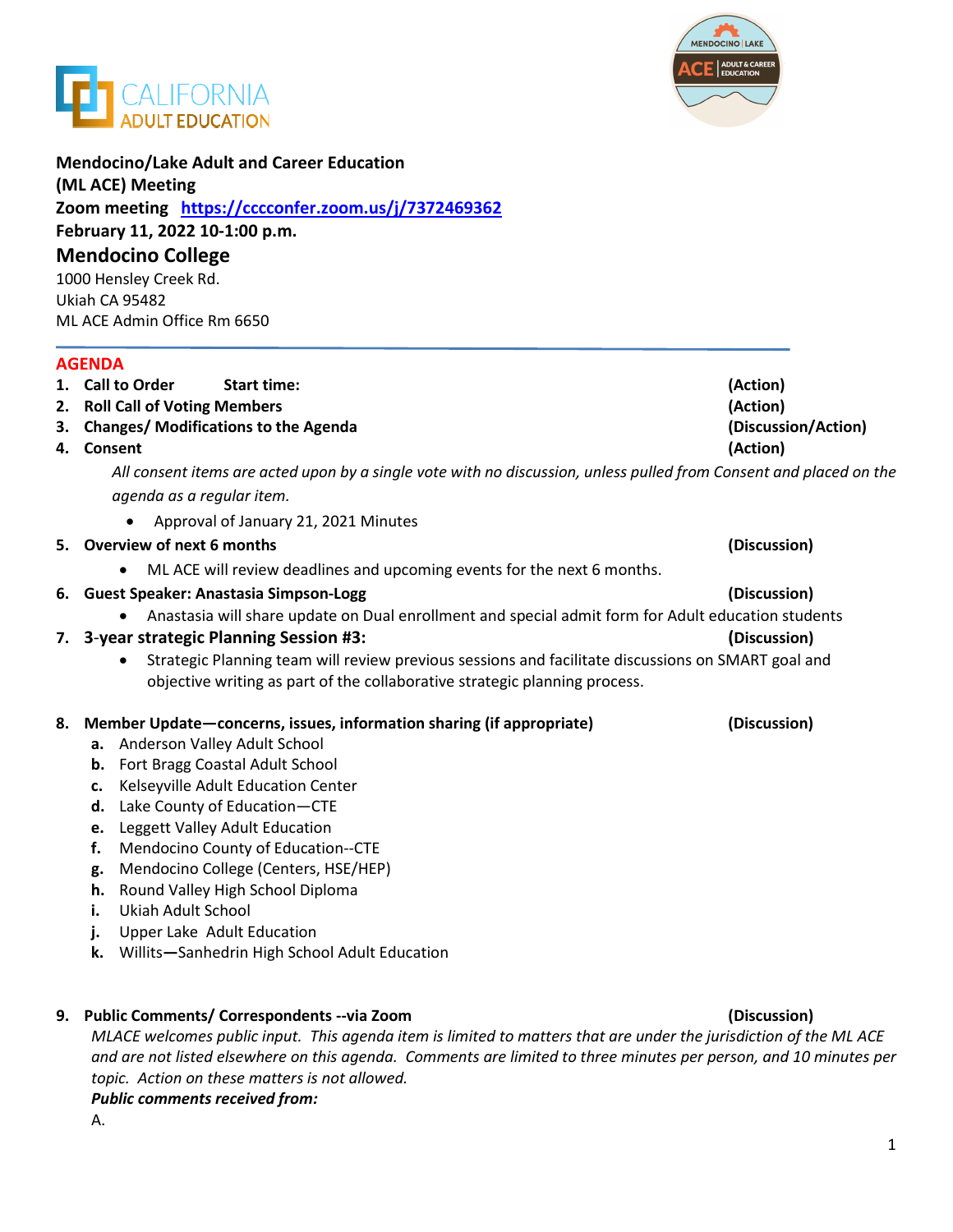**Mendocino/Lake Adult and Career Education (ML ACE) Meeting**
**Zoom meeting [https://cccconfer.zoom.us/j/7372469362](https://cccconfer.zoom.us/j/7372469362)**
**February 11, 2022 10-1:00 p.m.**

## Mendocino College

1000 Hensley Creek Rd.
Ukiah CA 95482
ML ACE Admin Office Rm 6650

---

## AGENDA

1. **Call to Order Start time:** **(Action)**
2. **Roll Call of Voting Members** **(Action)**
3. **Changes/ Modifications to the Agenda** **(Discussion/Action)**
4. **Consent** **(Action)**

   *All consent items are acted upon by a single vote with no discussion, unless pulled from Consent and placed on the agenda as a regular item.*

   - Approval of January 21, 2021 Minutes

5. **Overview of next 6 months** **(Discussion)**
   - ML ACE will review deadlines and upcoming events for the next 6 months.
6. **Guest Speaker: Anastasia Simpson-Logg** **(Discussion)**
   - Anastasia will share update on Dual enrollment and special admit form for Adult education students
7. **3-year strategic Planning Session #3:** **(Discussion)**
   - Strategic Planning team will review previous sessions and facilitate discussions on SMART goal and objective writing as part of the collaborative strategic planning process.
8. **Member Update—concerns, issues, information sharing (if appropriate)** **(Discussion)**
   a. Anderson Valley Adult School
   b. Fort Bragg Coastal Adult School
   c. Kelseyville Adult Education Center
   d. Lake County of Education—CTE
   e. Leggett Valley Adult Education
   f. Mendocino County of Education--CTE
   g. Mendocino College (Centers, HSE/HEP)
   h. Round Valley High School Diploma
   i. Ukiah Adult School
   j. Upper Lake Adult Education
   k. Willits—Sanhedrin High School Adult Education
9. **Public Comments/ Correspondents --via Zoom** **(Discussion)**

   *MLACE welcomes public input. This agenda item is limited to matters that are under the jurisdiction of the ML ACE and are not listed elsewhere on this agenda. Comments are limited to three minutes per person, and 10 minutes per topic. Action on these matters is not allowed.*

   ***Public comments received from:***

   A.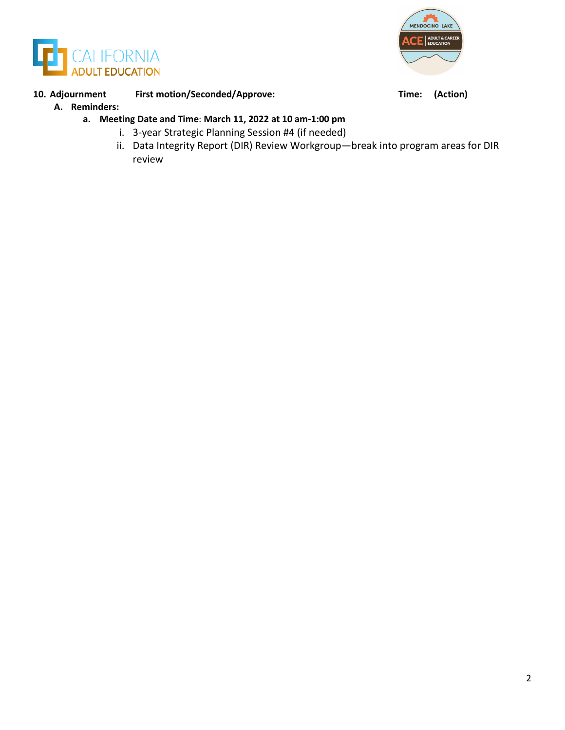**10. Adjournment First motion/Seconded/Approve: Time: (Action)**

**A. Reminders:**

**a. Meeting Date and Time**: **March 11, 2022 at 10 am-1:00 pm**

i. 3-year Strategic Planning Session #4 (if needed)

ii. Data Integrity Report (DIR) Review Workgroup—break into program areas for DIR review